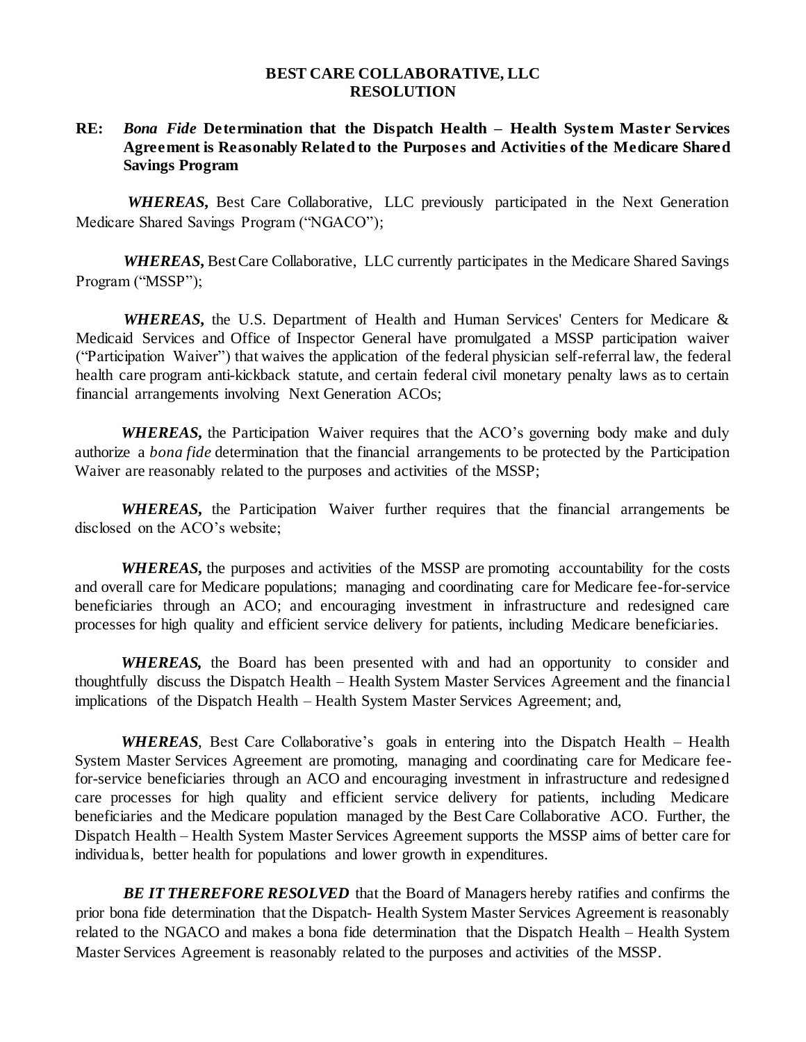**BEST CARE COLLABORATIVE, LLC**
**RESOLUTION**

**RE: *Bona Fide* Determination that the Dispatch Health – Health System Master Services Agreement is Reasonably Related to the Purposes and Activities of the Medicare Shared Savings Program**

***WHEREAS,*** Best Care Collaborative, LLC previously participated in the Next Generation Medicare Shared Savings Program ("NGACO");

***WHEREAS,*** Best Care Collaborative, LLC currently participates in the Medicare Shared Savings Program ("MSSP");

***WHEREAS,*** the U.S. Department of Health and Human Services' Centers for Medicare & Medicaid Services and Office of Inspector General have promulgated a MSSP participation waiver ("Participation Waiver") that waives the application of the federal physician self-referral law, the federal health care program anti-kickback statute, and certain federal civil monetary penalty laws as to certain financial arrangements involving Next Generation ACOs;

***WHEREAS,*** the Participation Waiver requires that the ACO's governing body make and duly authorize a *bona fide* determination that the financial arrangements to be protected by the Participation Waiver are reasonably related to the purposes and activities of the MSSP;

***WHEREAS,*** the Participation Waiver further requires that the financial arrangements be disclosed on the ACO's website;

***WHEREAS,*** the purposes and activities of the MSSP are promoting accountability for the costs and overall care for Medicare populations; managing and coordinating care for Medicare fee-for-service beneficiaries through an ACO; and encouraging investment in infrastructure and redesigned care processes for high quality and efficient service delivery for patients, including Medicare beneficiaries.

***WHEREAS,*** the Board has been presented with and had an opportunity to consider and thoughtfully discuss the Dispatch Health – Health System Master Services Agreement and the financial implications of the Dispatch Health – Health System Master Services Agreement; and,

***WHEREAS***, Best Care Collaborative's goals in entering into the Dispatch Health – Health System Master Services Agreement are promoting, managing and coordinating care for Medicare fee-for-service beneficiaries through an ACO and encouraging investment in infrastructure and redesigned care processes for high quality and efficient service delivery for patients, including Medicare beneficiaries and the Medicare population managed by the Best Care Collaborative ACO. Further, the Dispatch Health – Health System Master Services Agreement supports the MSSP aims of better care for individuals, better health for populations and lower growth in expenditures.

***BE IT THEREFORE RESOLVED*** that the Board of Managers hereby ratifies and confirms the prior bona fide determination that the Dispatch- Health System Master Services Agreement is reasonably related to the NGACO and makes a bona fide determination that the Dispatch Health – Health System Master Services Agreement is reasonably related to the purposes and activities of the MSSP.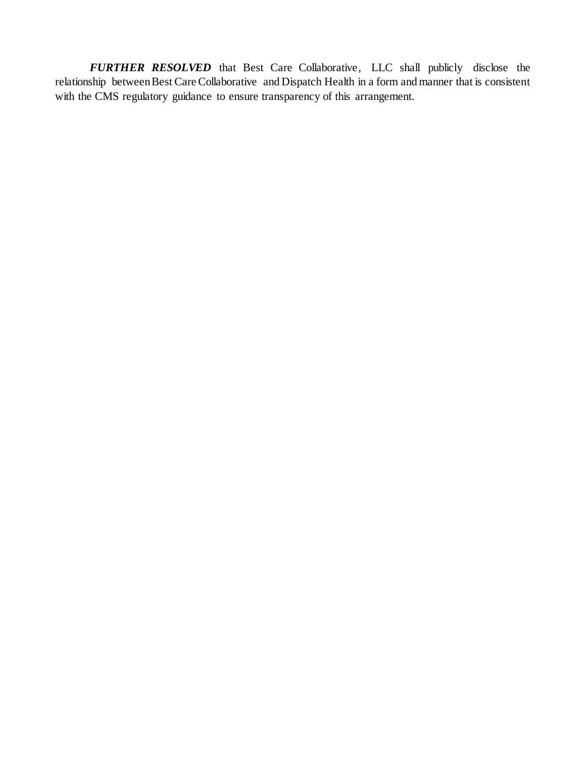***FURTHER RESOLVED*** that Best Care Collaborative, LLC shall publicly disclose the relationship between Best Care Collaborative and Dispatch Health in a form and manner that is consistent with the CMS regulatory guidance to ensure transparency of this arrangement.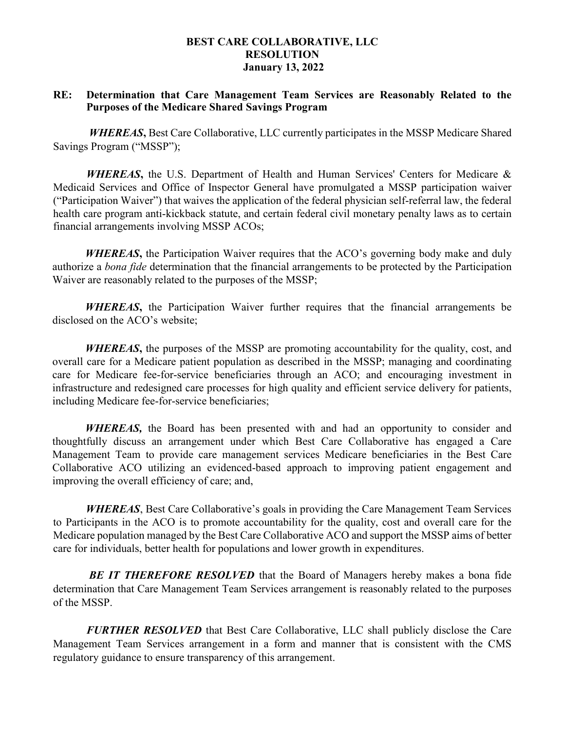**BEST CARE COLLABORATIVE, LLC**
**RESOLUTION**
**January 13, 2022**

**RE: Determination that Care Management Team Services are Reasonably Related to the Purposes of the Medicare Shared Savings Program**

***WHEREAS*****,** Best Care Collaborative, LLC currently participates in the MSSP Medicare Shared Savings Program ("MSSP");

***WHEREAS*****,** the U.S. Department of Health and Human Services' Centers for Medicare & Medicaid Services and Office of Inspector General have promulgated a MSSP participation waiver ("Participation Waiver") that waives the application of the federal physician self-referral law, the federal health care program anti-kickback statute, and certain federal civil monetary penalty laws as to certain financial arrangements involving MSSP ACOs;

***WHEREAS*****,** the Participation Waiver requires that the ACO's governing body make and duly authorize a *bona fide* determination that the financial arrangements to be protected by the Participation Waiver are reasonably related to the purposes of the MSSP;

***WHEREAS*****,** the Participation Waiver further requires that the financial arrangements be disclosed on the ACO's website;

***WHEREAS*****,** the purposes of the MSSP are promoting accountability for the quality, cost, and overall care for a Medicare patient population as described in the MSSP; managing and coordinating care for Medicare fee-for-service beneficiaries through an ACO; and encouraging investment in infrastructure and redesigned care processes for high quality and efficient service delivery for patients, including Medicare fee-for-service beneficiaries;

***WHEREAS,*** the Board has been presented with and had an opportunity to consider and thoughtfully discuss an arrangement under which Best Care Collaborative has engaged a Care Management Team to provide care management services Medicare beneficiaries in the Best Care Collaborative ACO utilizing an evidenced-based approach to improving patient engagement and improving the overall efficiency of care; and,

***WHEREAS***, Best Care Collaborative's goals in providing the Care Management Team Services to Participants in the ACO is to promote accountability for the quality, cost and overall care for the Medicare population managed by the Best Care Collaborative ACO and support the MSSP aims of better care for individuals, better health for populations and lower growth in expenditures.

***BE IT THEREFORE RESOLVED*** that the Board of Managers hereby makes a bona fide determination that Care Management Team Services arrangement is reasonably related to the purposes of the MSSP.

***FURTHER RESOLVED*** that Best Care Collaborative, LLC shall publicly disclose the Care Management Team Services arrangement in a form and manner that is consistent with the CMS regulatory guidance to ensure transparency of this arrangement.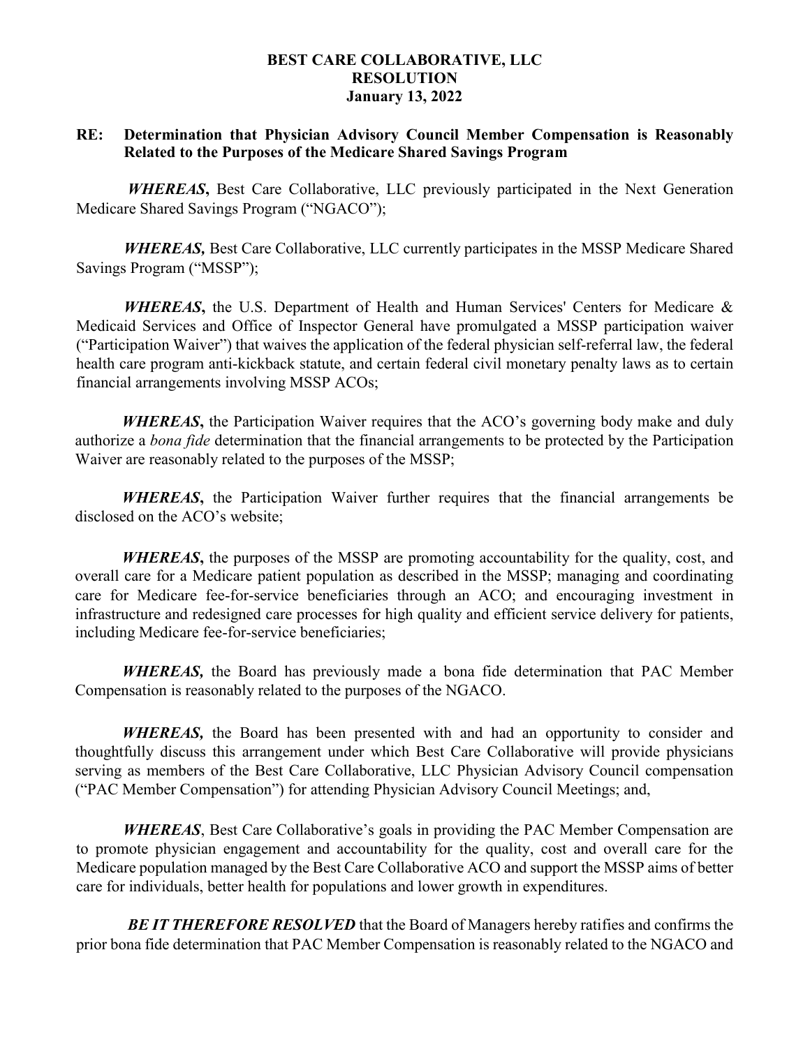**BEST CARE COLLABORATIVE, LLC**
**RESOLUTION**
**January 13, 2022**

**RE: Determination that Physician Advisory Council Member Compensation is Reasonably Related to the Purposes of the Medicare Shared Savings Program**

***WHEREAS*,** Best Care Collaborative, LLC previously participated in the Next Generation Medicare Shared Savings Program ("NGACO");

***WHEREAS,*** Best Care Collaborative, LLC currently participates in the MSSP Medicare Shared Savings Program ("MSSP");

***WHEREAS*,** the U.S. Department of Health and Human Services' Centers for Medicare & Medicaid Services and Office of Inspector General have promulgated a MSSP participation waiver ("Participation Waiver") that waives the application of the federal physician self-referral law, the federal health care program anti-kickback statute, and certain federal civil monetary penalty laws as to certain financial arrangements involving MSSP ACOs;

***WHEREAS*,** the Participation Waiver requires that the ACO's governing body make and duly authorize a *bona fide* determination that the financial arrangements to be protected by the Participation Waiver are reasonably related to the purposes of the MSSP;

***WHEREAS*,** the Participation Waiver further requires that the financial arrangements be disclosed on the ACO's website;

***WHEREAS*,** the purposes of the MSSP are promoting accountability for the quality, cost, and overall care for a Medicare patient population as described in the MSSP; managing and coordinating care for Medicare fee-for-service beneficiaries through an ACO; and encouraging investment in infrastructure and redesigned care processes for high quality and efficient service delivery for patients, including Medicare fee-for-service beneficiaries;

***WHEREAS,*** the Board has previously made a bona fide determination that PAC Member Compensation is reasonably related to the purposes of the NGACO.

***WHEREAS,*** the Board has been presented with and had an opportunity to consider and thoughtfully discuss this arrangement under which Best Care Collaborative will provide physicians serving as members of the Best Care Collaborative, LLC Physician Advisory Council compensation ("PAC Member Compensation") for attending Physician Advisory Council Meetings; and,

***WHEREAS***, Best Care Collaborative's goals in providing the PAC Member Compensation are to promote physician engagement and accountability for the quality, cost and overall care for the Medicare population managed by the Best Care Collaborative ACO and support the MSSP aims of better care for individuals, better health for populations and lower growth in expenditures.

***BE IT THEREFORE RESOLVED*** that the Board of Managers hereby ratifies and confirms the prior bona fide determination that PAC Member Compensation is reasonably related to the NGACO and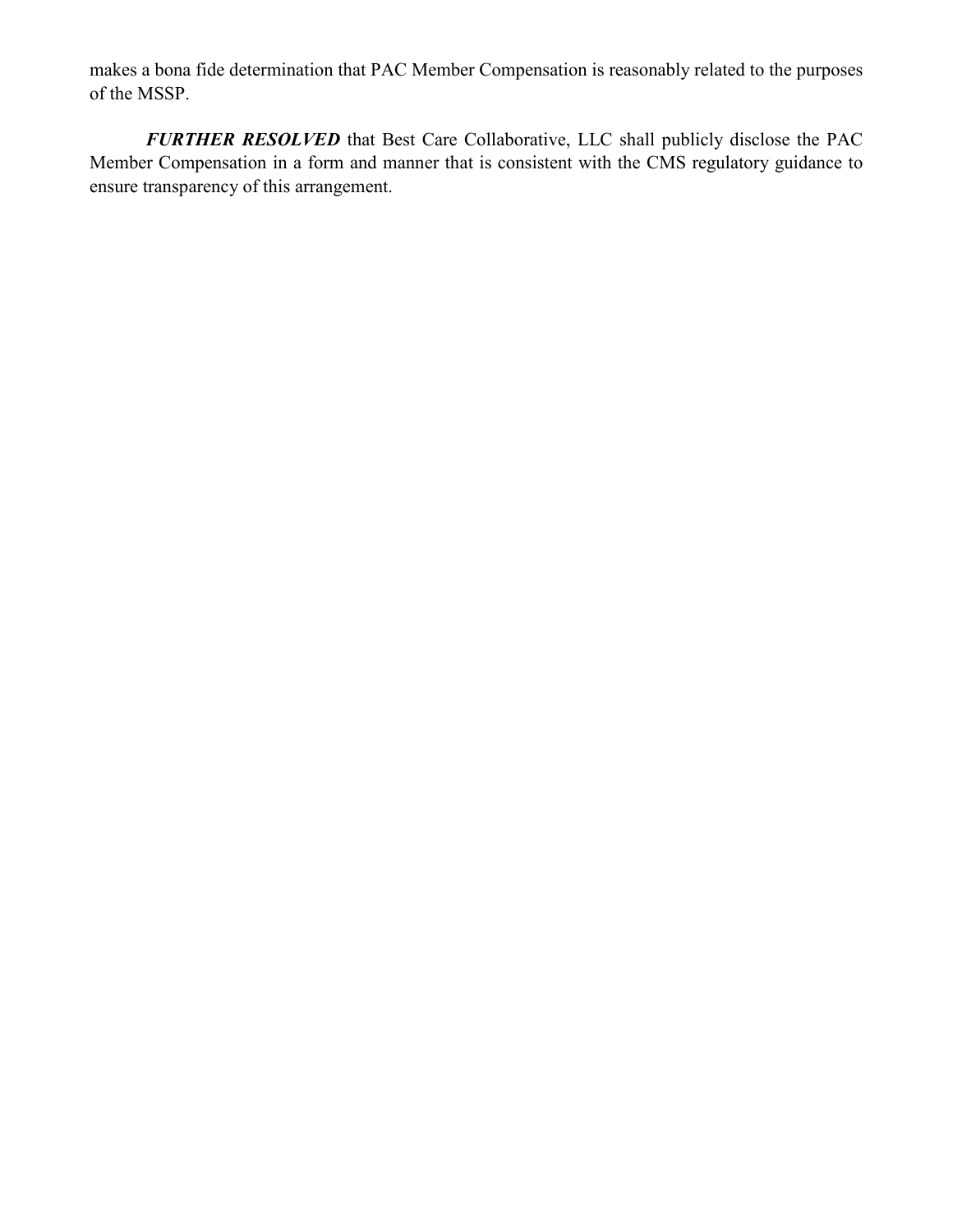makes a bona fide determination that PAC Member Compensation is reasonably related to the purposes of the MSSP.

***FURTHER RESOLVED*** that Best Care Collaborative, LLC shall publicly disclose the PAC Member Compensation in a form and manner that is consistent with the CMS regulatory guidance to ensure transparency of this arrangement.